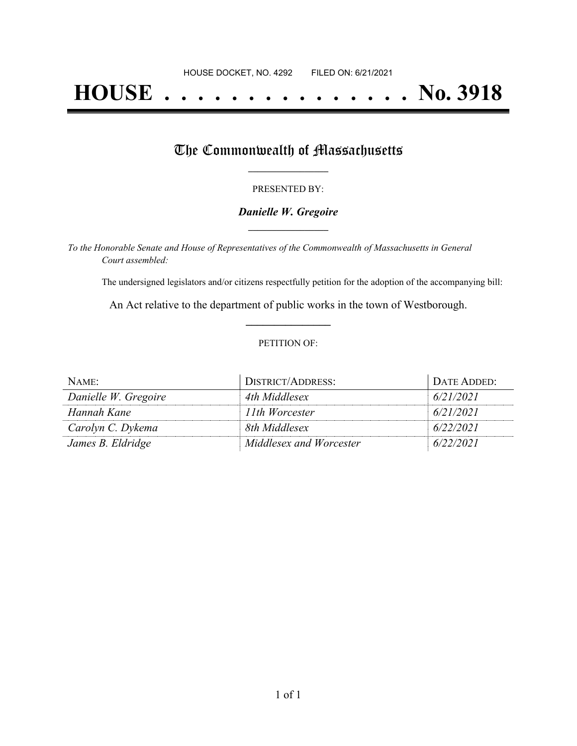HOUSE DOCKET, NO. 4292        FILED ON: 6/21/2021

# HOUSE . . . . . . . . . . . . . . . No. 3918

## The Commonwealth of Massachusetts

PRESENTED BY:

***Danielle W. Gregoire***

*To the Honorable Senate and House of Representatives of the Commonwealth of Massachusetts in General Court assembled:*

The undersigned legislators and/or citizens respectfully petition for the adoption of the accompanying bill:

An Act relative to the department of public works in the town of Westborough.

PETITION OF:

| NAME: | DISTRICT/ADDRESS: | DATE ADDED: |
| --- | --- | --- |
| *Danielle W. Gregoire* | *4th Middlesex* | *6/21/2021* |
| *Hannah Kane* | *11th Worcester* | *6/21/2021* |
| *Carolyn C. Dykema* | *8th Middlesex* | *6/22/2021* |
| *James B. Eldridge* | *Middlesex and Worcester* | *6/22/2021* |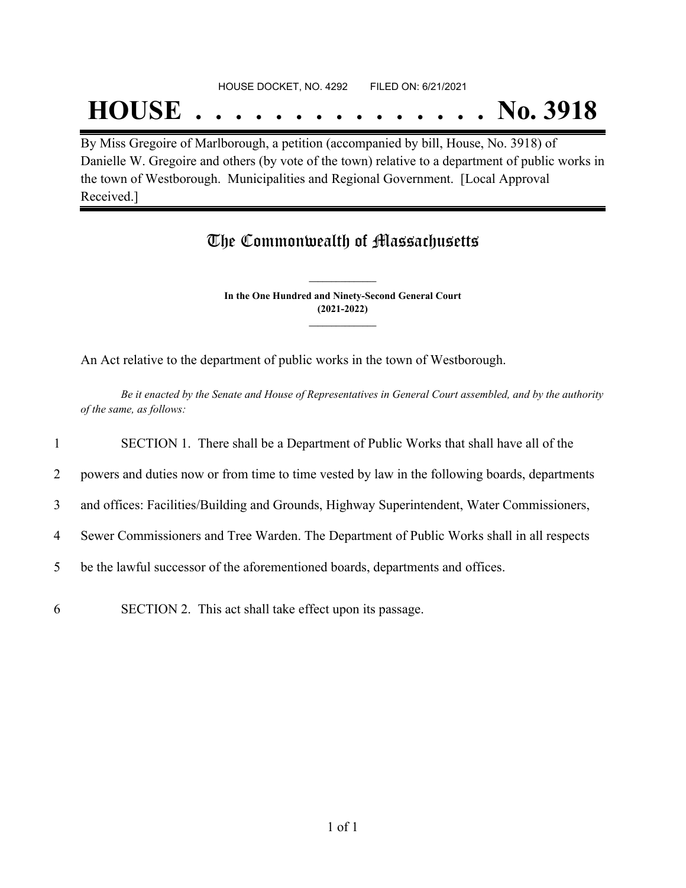HOUSE DOCKET, NO. 4292 FILED ON: 6/21/2021

# HOUSE . . . . . . . . . . . . . . . No. 3918

By Miss Gregoire of Marlborough, a petition (accompanied by bill, House, No. 3918) of Danielle W. Gregoire and others (by vote of the town) relative to a department of public works in the town of Westborough. Municipalities and Regional Government. [Local Approval Received.]

## The Commonwealth of Massachusetts

**In the One Hundred and Ninety-Second General Court**
**(2021-2022)**

An Act relative to the department of public works in the town of Westborough.

*Be it enacted by the Senate and House of Representatives in General Court assembled, and by the authority of the same, as follows:*

1 SECTION 1. There shall be a Department of Public Works that shall have all of the
2 powers and duties now or from time to time vested by law in the following boards, departments
3 and offices: Facilities/Building and Grounds, Highway Superintendent, Water Commissioners,
4 Sewer Commissioners and Tree Warden. The Department of Public Works shall in all respects
5 be the lawful successor of the aforementioned boards, departments and offices.

6 SECTION 2. This act shall take effect upon its passage.